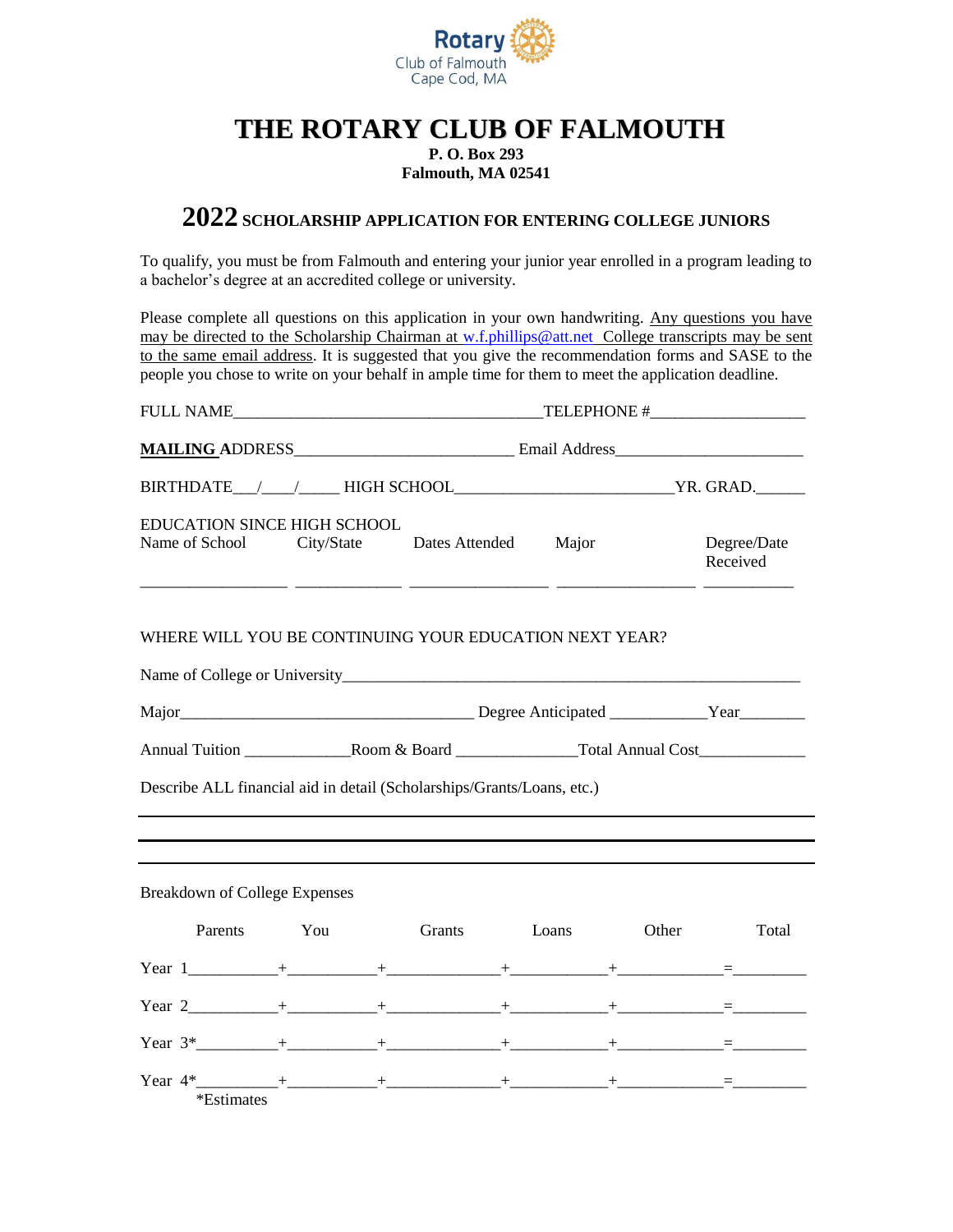Rotary Club of Falmouth Cape Cod, MA

# THE ROTARY CLUB OF FALMOUTH

**P. O. Box 293**
**Falmouth, MA 02541**

## 2022 SCHOLARSHIP APPLICATION FOR ENTERING COLLEGE JUNIORS

To qualify, you must be from Falmouth and entering your junior year enrolled in a program leading to a bachelor's degree at an accredited college or university.

Please complete all questions on this application in your own handwriting. Any questions you have may be directed to the Scholarship Chairman at w.f.phillips@att.net College transcripts may be sent to the same email address. It is suggested that you give the recommendation forms and SASE to the people you chose to write on your behalf in ample time for them to meet the application deadline.

FULL NAME_______________________________________TELEPHONE #___________________

**MAILING** ADDRESS___________________________ Email Address_______________________

BIRTHDATE___/____/_____ HIGH SCHOOL___________________________YR. GRAD.______

EDUCATION SINCE HIGH SCHOOL

| Name of School | City/State | Dates Attended | Major | Degree/Date Received |
|---|---|---|---|---|
| __________________ | _____________ | _________________ | _________________ | ___________ |

WHERE WILL YOU BE CONTINUING YOUR EDUCATION NEXT YEAR?

Name of College or University____________________________________________________________

Major_____________________________________ Degree Anticipated ___________Year________

Annual Tuition _____________Room & Board ______________Total Annual Cost_____________

Describe ALL financial aid in detail (Scholarships/Grants/Loans, etc.)

_______________________________________________________________________________

_______________________________________________________________________________

_______________________________________________________________________________

Breakdown of College Expenses

| | Parents | | You | | Grants | | Loans | | Other | | Total |
|---|---|---|---|---|---|---|---|---|---|---|---|
| Year 1 | __________ | + | __________ | + | _____________ | + | ___________ | + | _____________ | = | _________ |
| Year 2 | __________ | + | __________ | + | _____________ | + | ___________ | + | _____________ | = | _________ |
| Year 3* | __________ | + | __________ | + | _____________ | + | ___________ | + | _____________ | = | _________ |
| Year 4* | __________ | + | __________ | + | _____________ | + | ___________ | + | _____________ | = | _________ |

*Estimates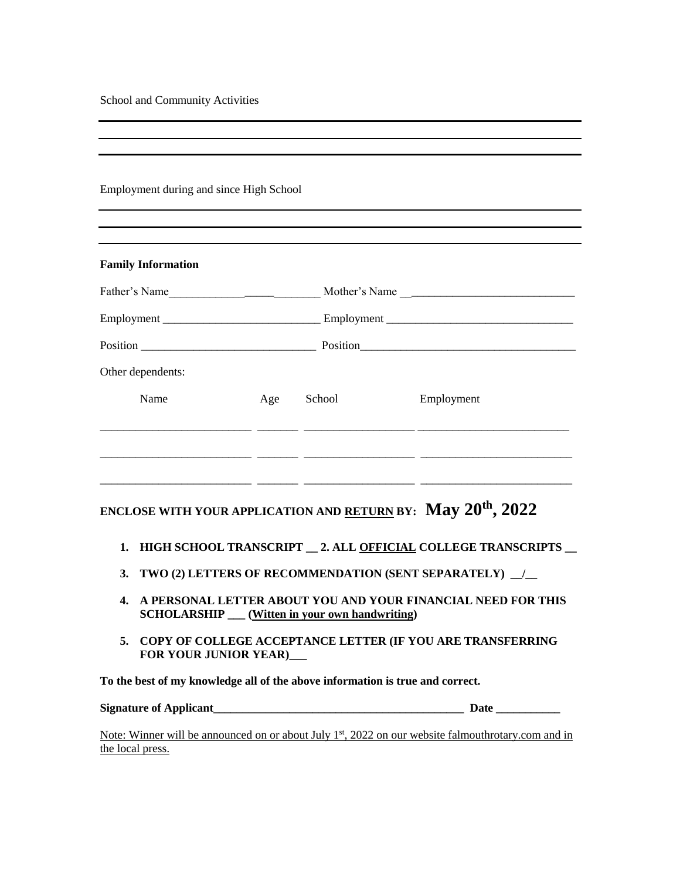School and Community Activities

Employment during and since High School

**Family Information**

Father's Name______________________ Mother's Name ____________________________

Employment __________________________ Employment _______________________________

Position _____________________________ Position____________________________________

Other dependents:

| Name | Age | School | Employment |
|---|---|---|---|
| | | | |
| | | | |
| | | | |

**ENCLOSE WITH YOUR APPLICATION AND RETURN BY: May 20th, 2022**

1. **HIGH SCHOOL TRANSCRIPT __ 2. ALL OFFICIAL COLLEGE TRANSCRIPTS __**
3. **TWO (2) LETTERS OF RECOMMENDATION (SENT SEPARATELY) __/__**
4. **A PERSONAL LETTER ABOUT YOU AND YOUR FINANCIAL NEED FOR THIS SCHOLARSHIP ___ (Witten in your own handwriting)**
5. **COPY OF COLLEGE ACCEPTANCE LETTER (IF YOU ARE TRANSFERRING FOR YOUR JUNIOR YEAR)___**

**To the best of my knowledge all of the above information is true and correct.**

**Signature of Applicant___________________________________________ Date ___________**

Note: Winner will be announced on or about July 1st, 2022 on our website falmouthrotary.com and in the local press.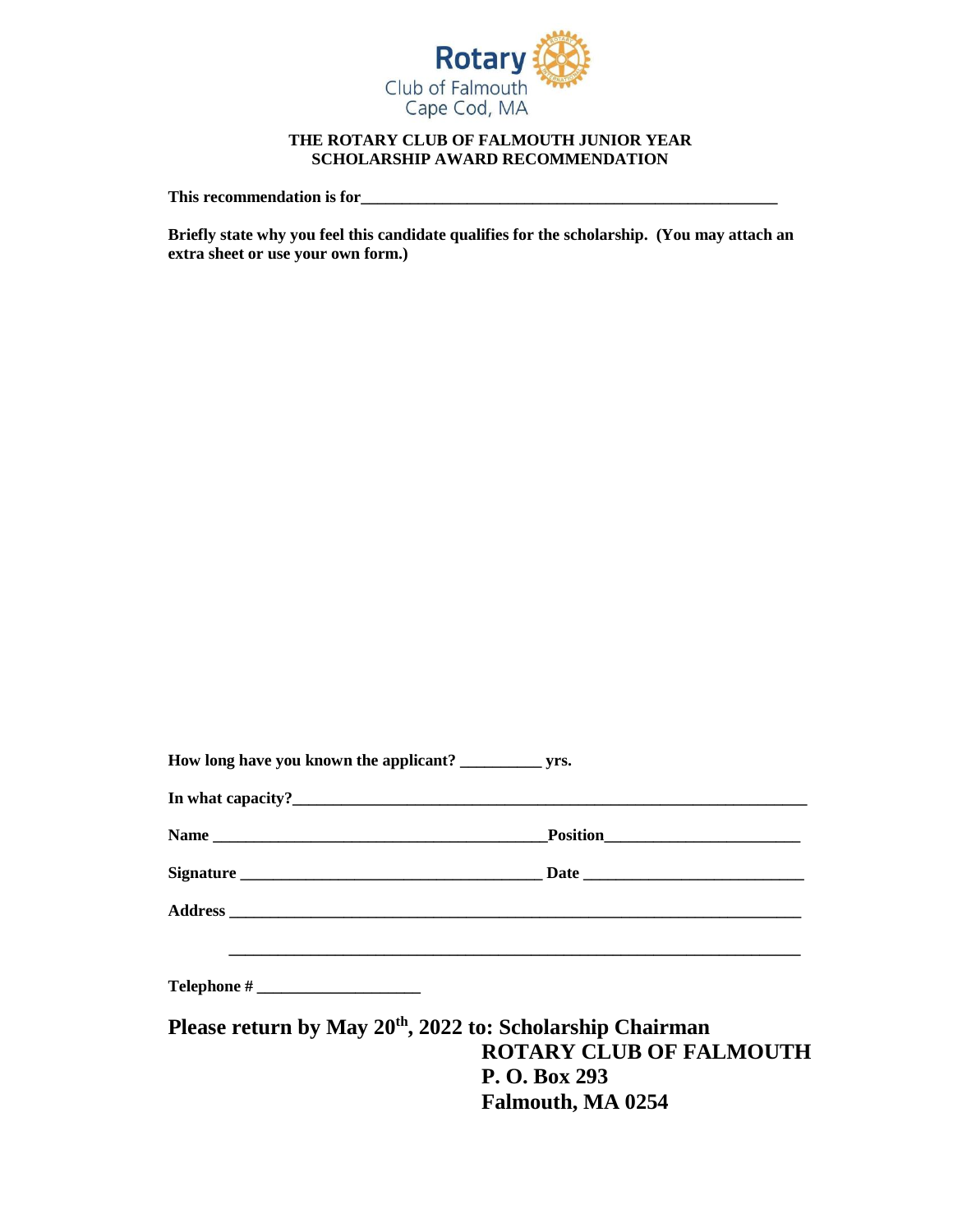Rotary
Club of Falmouth
Cape Cod, MA

**THE ROTARY CLUB OF FALMOUTH JUNIOR YEAR SCHOLARSHIP AWARD RECOMMENDATION**

**This recommendation is for**_____________________________________________________

**Briefly state why you feel this candidate qualifies for the scholarship. (You may attach an extra sheet or use your own form.)**

**How long have you known the applicant?** __________ **yrs.**

**In what capacity?**_________________________________________________________________

**Name** __________________________________________ **Position**________________________

**Signature** ______________________________________ **Date** ___________________________

**Address** ________________________________________________________________________

________________________________________________________________________

**Telephone #** ____________________

**Please return by May 20th, 2022 to: Scholarship Chairman**
**ROTARY CLUB OF FALMOUTH**
**P. O. Box 293**
**Falmouth, MA 0254**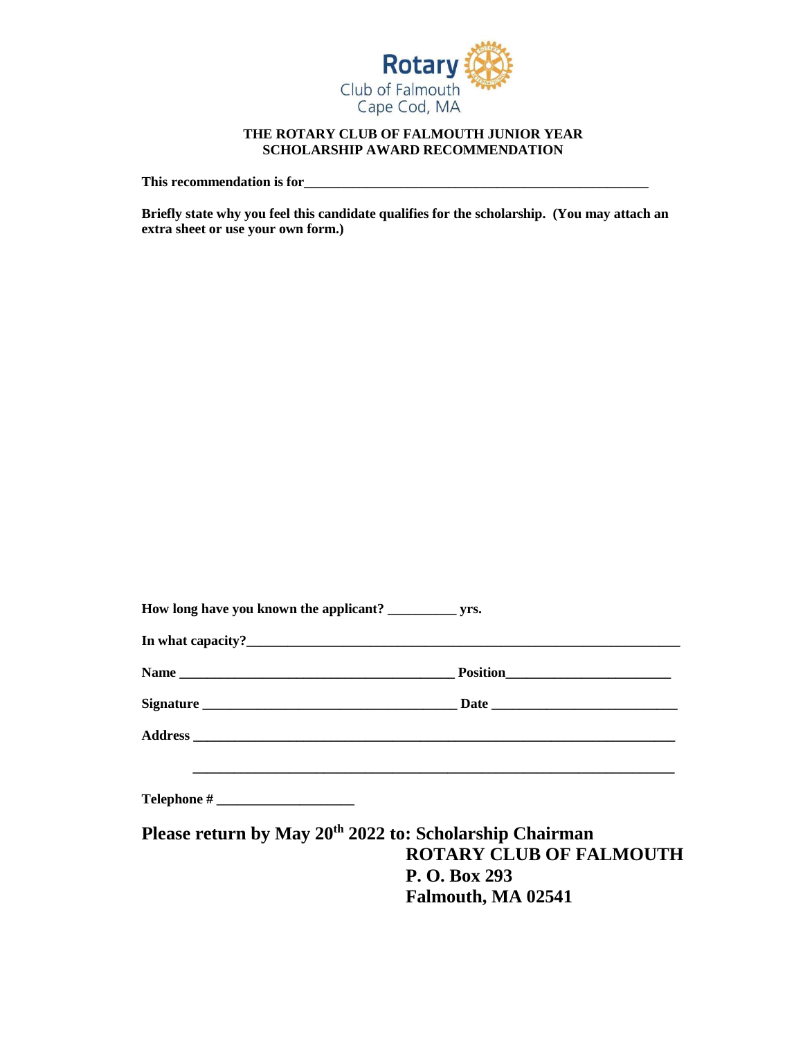Rotary
Club of Falmouth
Cape Cod, MA

**THE ROTARY CLUB OF FALMOUTH JUNIOR YEAR SCHOLARSHIP AWARD RECOMMENDATION**

**This recommendation is for**___________________________________________________

**Briefly state why you feel this candidate qualifies for the scholarship. (You may attach an extra sheet or use your own form.)**

**How long have you known the applicant?** __________ **yrs.**

**In what capacity?**_________________________________________________________________

**Name** __________________________________________ **Position**_________________________

**Signature** ______________________________________ **Date** ___________________________

**Address** _________________________________________________________________________

_________________________________________________________________________

**Telephone #** ____________________

**Please return by May 20th 2022 to: Scholarship Chairman**
**ROTARY CLUB OF FALMOUTH**
**P. O. Box 293**
**Falmouth, MA 02541**